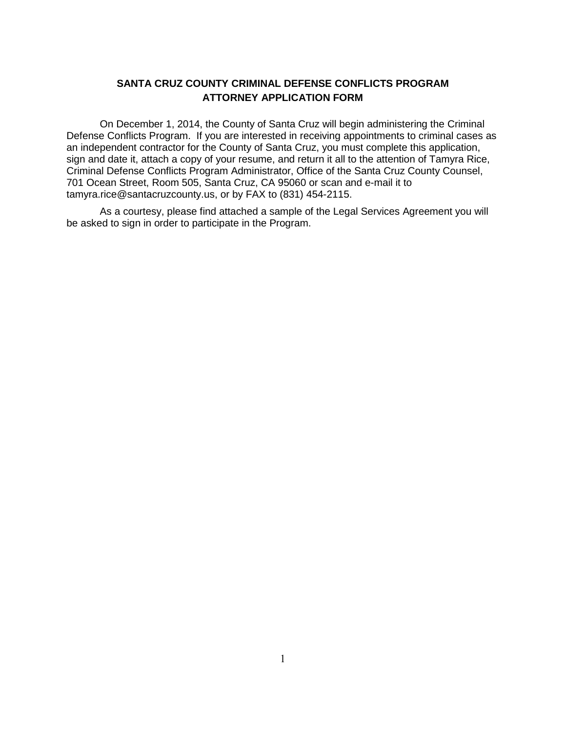## SANTA CRUZ COUNTY CRIMINAL DEFENSE CONFLICTS PROGRAM
## ATTORNEY APPLICATION FORM

On December 1, 2014, the County of Santa Cruz will begin administering the Criminal Defense Conflicts Program. If you are interested in receiving appointments to criminal cases as an independent contractor for the County of Santa Cruz, you must complete this application, sign and date it, attach a copy of your resume, and return it all to the attention of Tamyra Rice, Criminal Defense Conflicts Program Administrator, Office of the Santa Cruz County Counsel, 701 Ocean Street, Room 505, Santa Cruz, CA 95060 or scan and e-mail it to tamyra.rice@santacruzcounty.us, or by FAX to (831) 454-2115.

As a courtesy, please find attached a sample of the Legal Services Agreement you will be asked to sign in order to participate in the Program.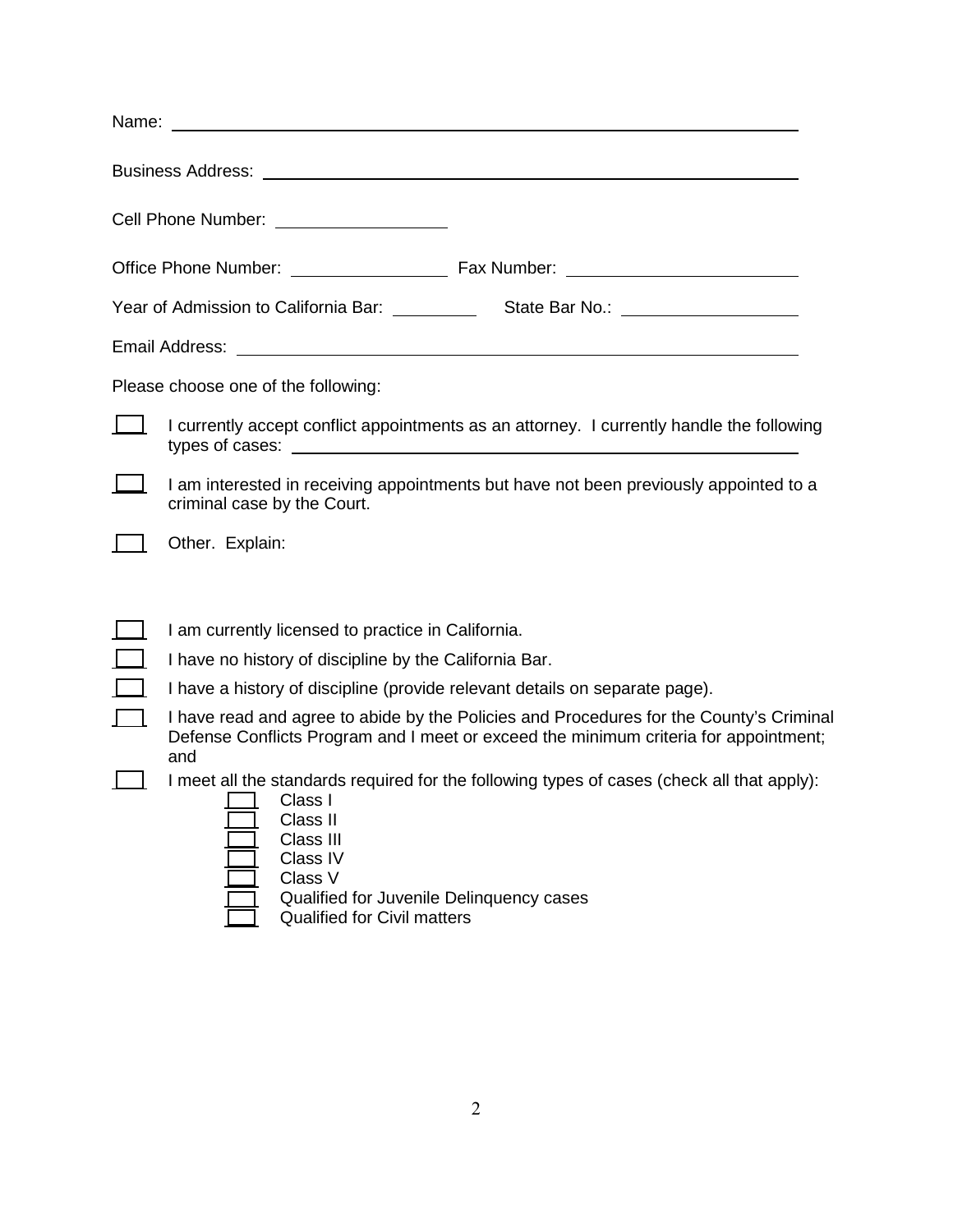Name: ______________________________________________________________________

Business Address: ____________________________________________________________

Cell Phone Number: ________________

Office Phone Number: ________________ Fax Number: ______________________

Year of Admission to California Bar: _________ State Bar No.: __________________

Email Address: _______________________________________________________________

Please choose one of the following:

- [ ] I currently accept conflict appointments as an attorney. I currently handle the following types of cases: ______________________________________________
- [ ] I am interested in receiving appointments but have not been previously appointed to a criminal case by the Court.
- [ ] Other. Explain:

- [ ] I am currently licensed to practice in California.
- [ ] I have no history of discipline by the California Bar.
- [ ] I have a history of discipline (provide relevant details on separate page).
- [ ] I have read and agree to abide by the Policies and Procedures for the County's Criminal Defense Conflicts Program and I meet or exceed the minimum criteria for appointment; and
- [ ] I meet all the standards required for the following types of cases (check all that apply):
  - [ ] Class I
  - [ ] Class II
  - [ ] Class III
  - [ ] Class IV
  - [ ] Class V
  - [ ] Qualified for Juvenile Delinquency cases
  - [ ] Qualified for Civil matters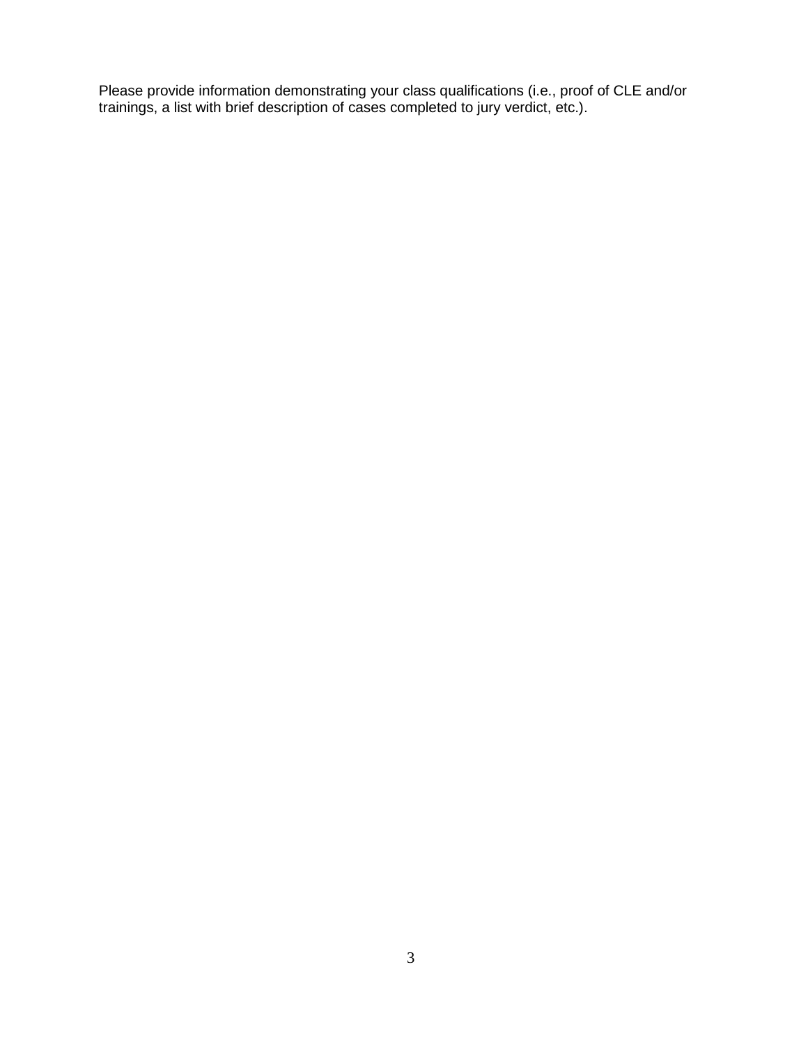Please provide information demonstrating your class qualifications (i.e., proof of CLE and/or trainings, a list with brief description of cases completed to jury verdict, etc.).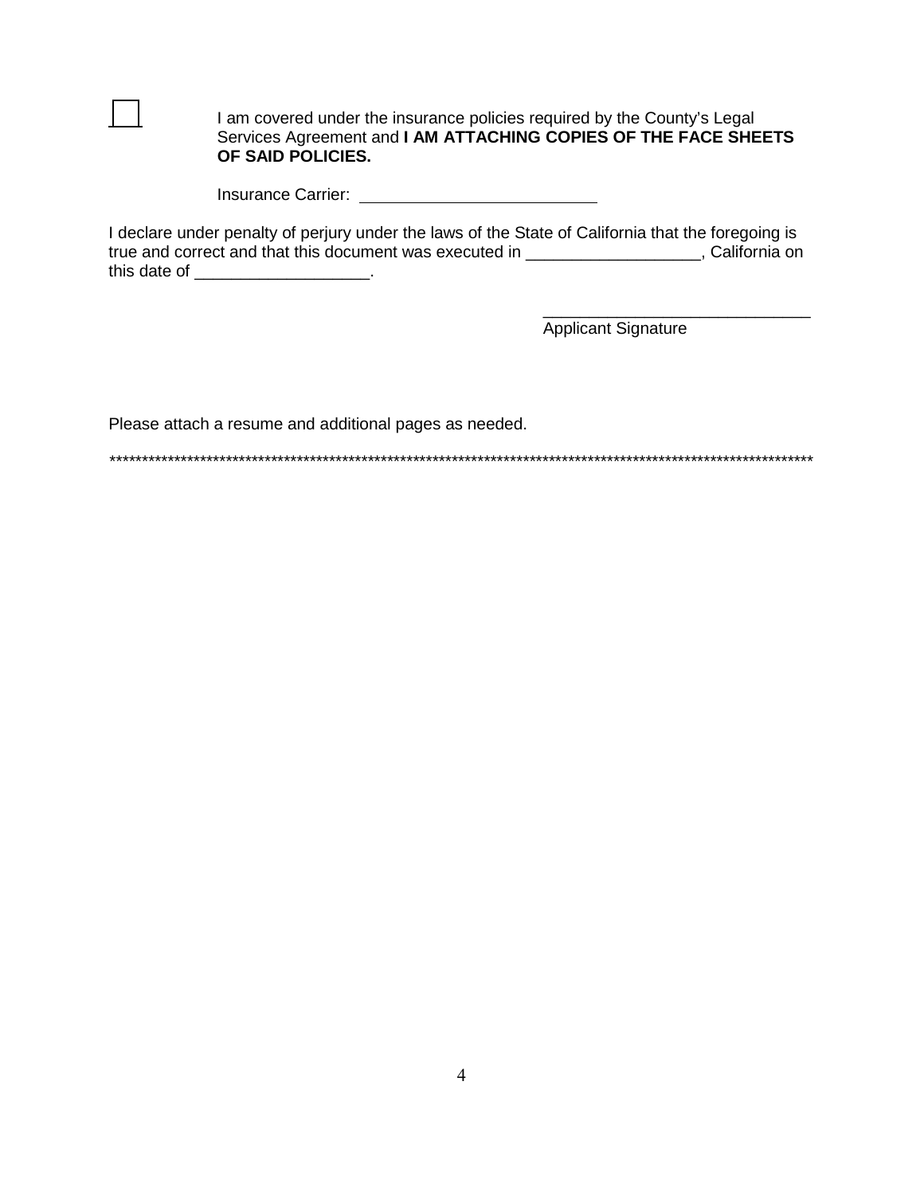☐ I am covered under the insurance policies required by the County's Legal Services Agreement and **I AM ATTACHING COPIES OF THE FACE SHEETS OF SAID POLICIES.**

Insurance Carrier: ___________________________

I declare under penalty of perjury under the laws of the State of California that the foregoing is true and correct and that this document was executed in ___________________, California on this date of ___________________.

_____________________________
Applicant Signature

Please attach a resume and additional pages as needed.

********************************************************************************************************************